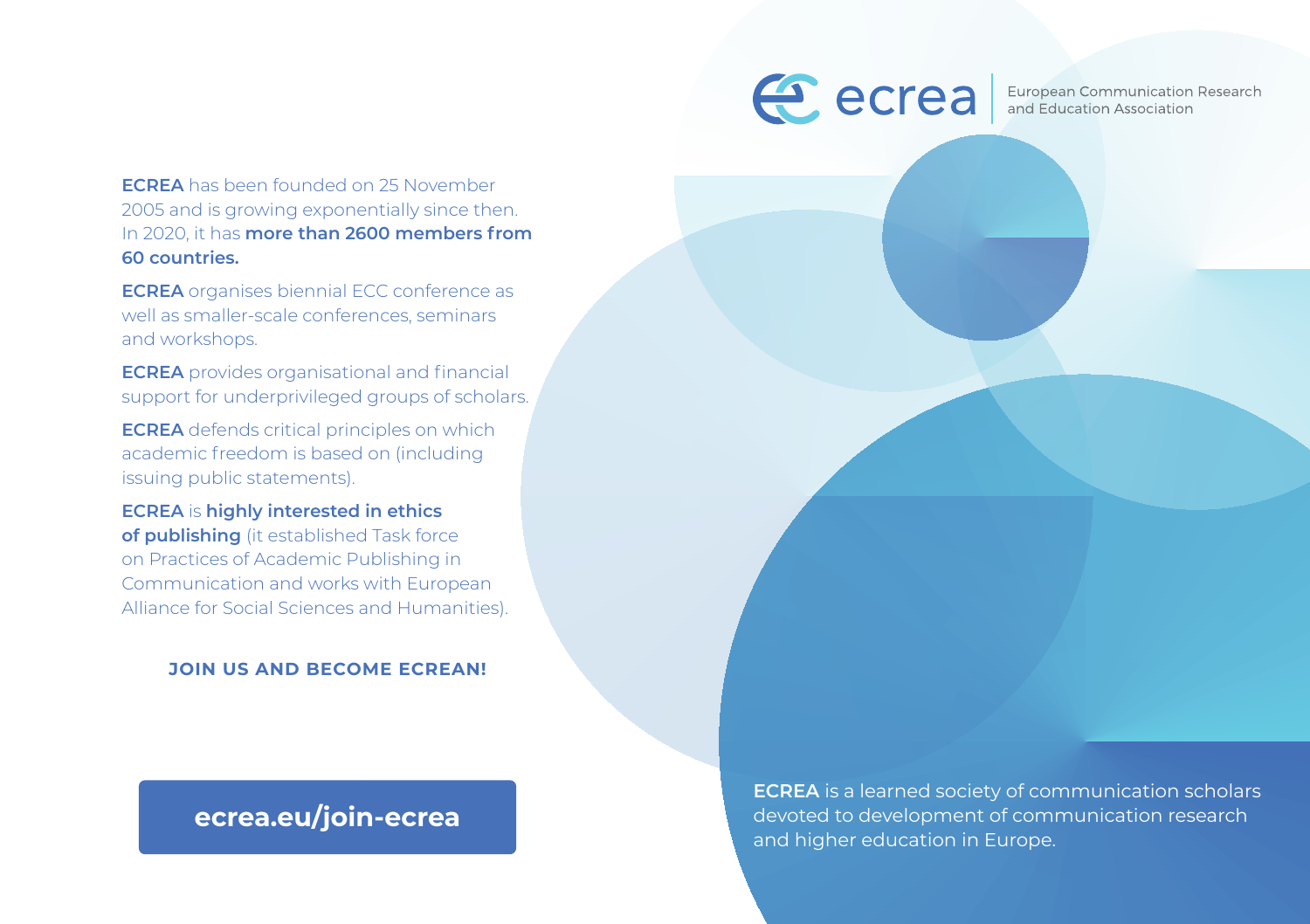# ecrea

European Communication Research and Education Association

**ECREA** has been founded on 25 November 2005 and is growing exponentially since then. In 2020, it has **more than 2600 members from 60 countries.**

**ECREA** organises biennial ECC conference as well as smaller-scale conferences, seminars and workshops.

**ECREA** provides organisational and financial support for underprivileged groups of scholars.

**ECREA** defends critical principles on which academic freedom is based on (including issuing public statements).

**ECREA** is **highly interested in ethics of publishing** (it established Task force on Practices of Academic Publishing in Communication and works with European Alliance for Social Sciences and Humanities).

**JOIN US AND BECOME ECREAN!**

**ecrea.eu/join-ecrea**

**ECREA** is a learned society of communication scholars devoted to development of communication research and higher education in Europe.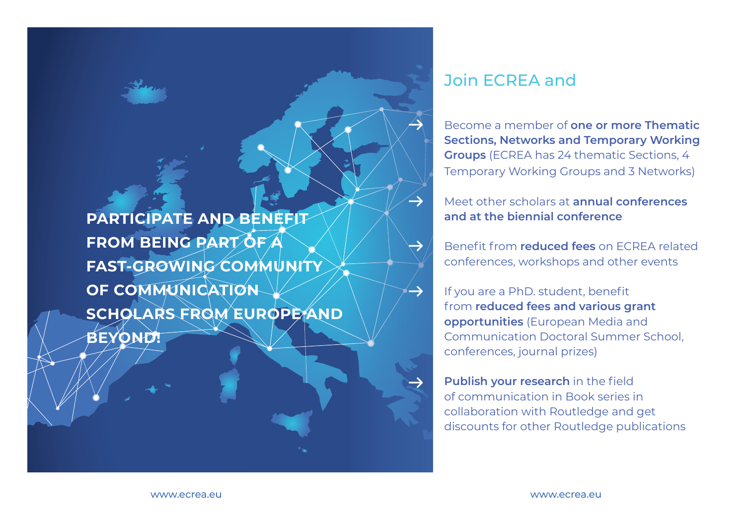**PARTICIPATE AND BENEFIT FROM BEING PART OF A FAST-GROWING COMMUNITY OF COMMUNICATION SCHOLARS FROM EUROPE AND BEYOND!**

## Join ECREA and

→ Become a member of **one or more Thematic Sections, Networks and Temporary Working Groups** (ECREA has 24 thematic Sections, 4 Temporary Working Groups and 3 Networks)

→ Meet other scholars at **annual conferences and at the biennial conference**

→ Benefit from **reduced fees** on ECREA related conferences, workshops and other events

→ If you are a PhD. student, benefit from **reduced fees and various grant opportunities** (European Media and Communication Doctoral Summer School, conferences, journal prizes)

→ **Publish your research** in the field of communication in Book series in collaboration with Routledge and get discounts for other Routledge publications

www.ecrea.eu